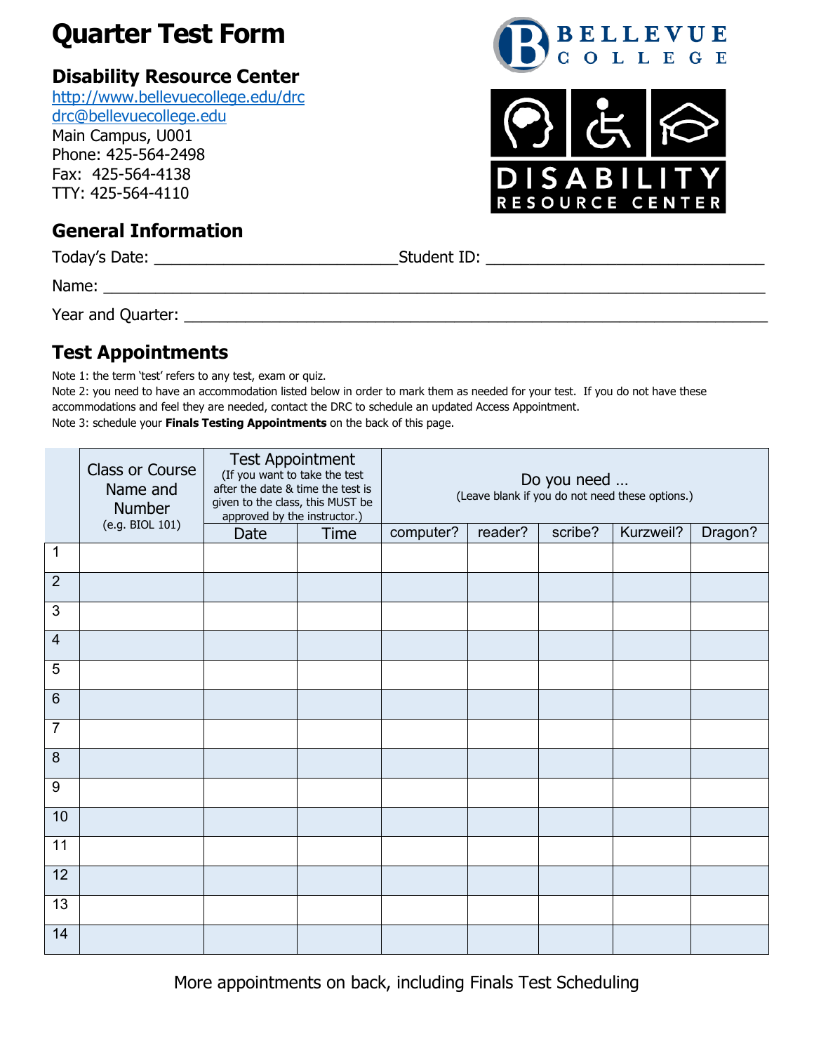# Quarter Test Form

## Disability Resource Center

http://www.bellevuecollege.edu/drc
drc@bellevuecollege.edu
Main Campus, U001
Phone: 425-564-2498
Fax: 425-564-4138
TTY: 425-564-4110

BELLEVUE COLLEGE

DISABILITY RESOURCE CENTER

## General Information

Today's Date: ___________________________ Student ID: _______________________________

Name: ___________________________________________________________________________

Year and Quarter: ________________________________________________________________

## Test Appointments

Note 1: the term 'test' refers to any test, exam or quiz.
Note 2: you need to have an accommodation listed below in order to mark them as needed for your test. If you do not have these accommodations and feel they are needed, contact the DRC to schedule an updated Access Appointment.
Note 3: schedule your **Finals Testing Appointments** on the back of this page.

| | Class or Course Name and Number (e.g. BIOL 101) | Test Appointment (If you want to take the test after the date & time the test is given to the class, this MUST be approved by the instructor.) | | Do you need … (Leave blank if you do not need these options.) | | | | |
|---|---|---|---|---|---|---|---|---|
| | | Date | Time | computer? | reader? | scribe? | Kurzweil? | Dragon? |
| 1 | | | | | | | | |
| 2 | | | | | | | | |
| 3 | | | | | | | | |
| 4 | | | | | | | | |
| 5 | | | | | | | | |
| 6 | | | | | | | | |
| 7 | | | | | | | | |
| 8 | | | | | | | | |
| 9 | | | | | | | | |
| 10 | | | | | | | | |
| 11 | | | | | | | | |
| 12 | | | | | | | | |
| 13 | | | | | | | | |
| 14 | | | | | | | | |

More appointments on back, including Finals Test Scheduling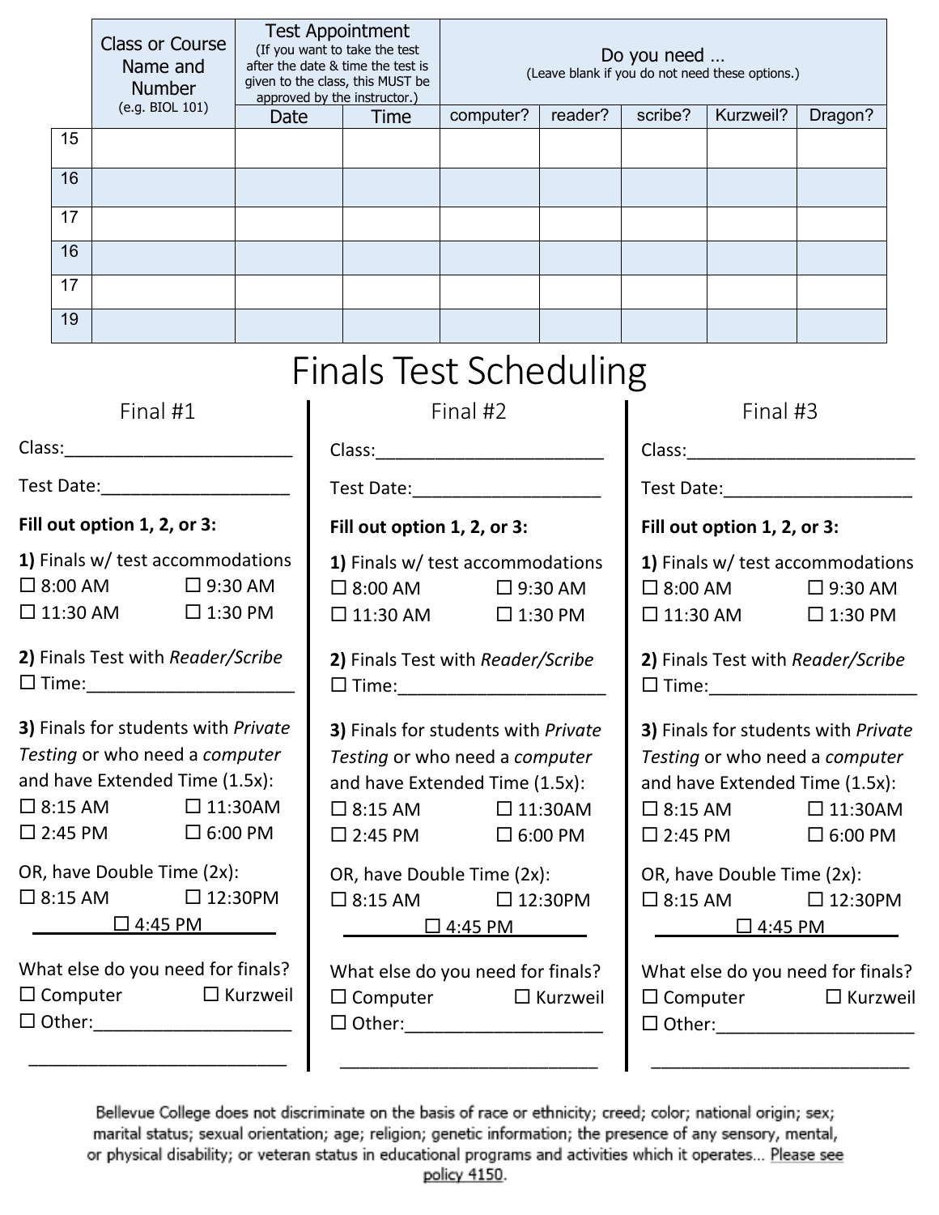| | Class or Course Name and Number (e.g. BIOL 101) | Test Appointment (If you want to take the test after the date & time the test is given to the class, this MUST be approved by the instructor.) | | Do you need … (Leave blank if you do not need these options.) | | | | |
|---|---|---|---|---|---|---|---|---|
| | | Date | Time | computer? | reader? | scribe? | Kurzweil? | Dragon? |
| 15 | | | | | | | | |
| 16 | | | | | | | | |
| 17 | | | | | | | | |
| 16 | | | | | | | | |
| 17 | | | | | | | | |
| 19 | | | | | | | | |

# Finals Test Scheduling

## Final #1

Class:________________________

Test Date:___________________

**Fill out option 1, 2, or 3:**

**1)** Finals w/ test accommodations

☐ 8:00 AM ☐ 9:30 AM

☐ 11:30 AM ☐ 1:30 PM

**2)** Finals Test with *Reader/Scribe*

☐ Time:_____________________

**3)** Finals for students with *Private Testing* or who need a *computer* and have Extended Time (1.5x):

☐ 8:15 AM ☐ 11:30AM

☐ 2:45 PM ☐ 6:00 PM

OR, have Double Time (2x):

☐ 8:15 AM ☐ 12:30PM

☐ 4:45 PM

What else do you need for finals?

☐ Computer ☐ Kurzweil

☐ Other:____________________

___________________________

## Final #2

Class:________________________

Test Date:___________________

**Fill out option 1, 2, or 3:**

**1)** Finals w/ test accommodations

☐ 8:00 AM ☐ 9:30 AM

☐ 11:30 AM ☐ 1:30 PM

**2)** Finals Test with *Reader/Scribe*

☐ Time:_____________________

**3)** Finals for students with *Private Testing* or who need a *computer* and have Extended Time (1.5x):

☐ 8:15 AM ☐ 11:30AM

☐ 2:45 PM ☐ 6:00 PM

OR, have Double Time (2x):

☐ 8:15 AM ☐ 12:30PM

☐ 4:45 PM

What else do you need for finals?

☐ Computer ☐ Kurzweil

☐ Other:____________________

___________________________

## Final #3

Class:________________________

Test Date:___________________

**Fill out option 1, 2, or 3:**

**1)** Finals w/ test accommodations

☐ 8:00 AM ☐ 9:30 AM

☐ 11:30 AM ☐ 1:30 PM

**2)** Finals Test with *Reader/Scribe*

☐ Time:_____________________

**3)** Finals for students with *Private Testing* or who need a *computer* and have Extended Time (1.5x):

☐ 8:15 AM ☐ 11:30AM

☐ 2:45 PM ☐ 6:00 PM

OR, have Double Time (2x):

☐ 8:15 AM ☐ 12:30PM

☐ 4:45 PM

What else do you need for finals?

☐ Computer ☐ Kurzweil

☐ Other:____________________

___________________________

Bellevue College does not discriminate on the basis of race or ethnicity; creed; color; national origin; sex; marital status; sexual orientation; age; religion; genetic information; the presence of any sensory, mental, or physical disability; or veteran status in educational programs and activities which it operates... Please see policy 4150.